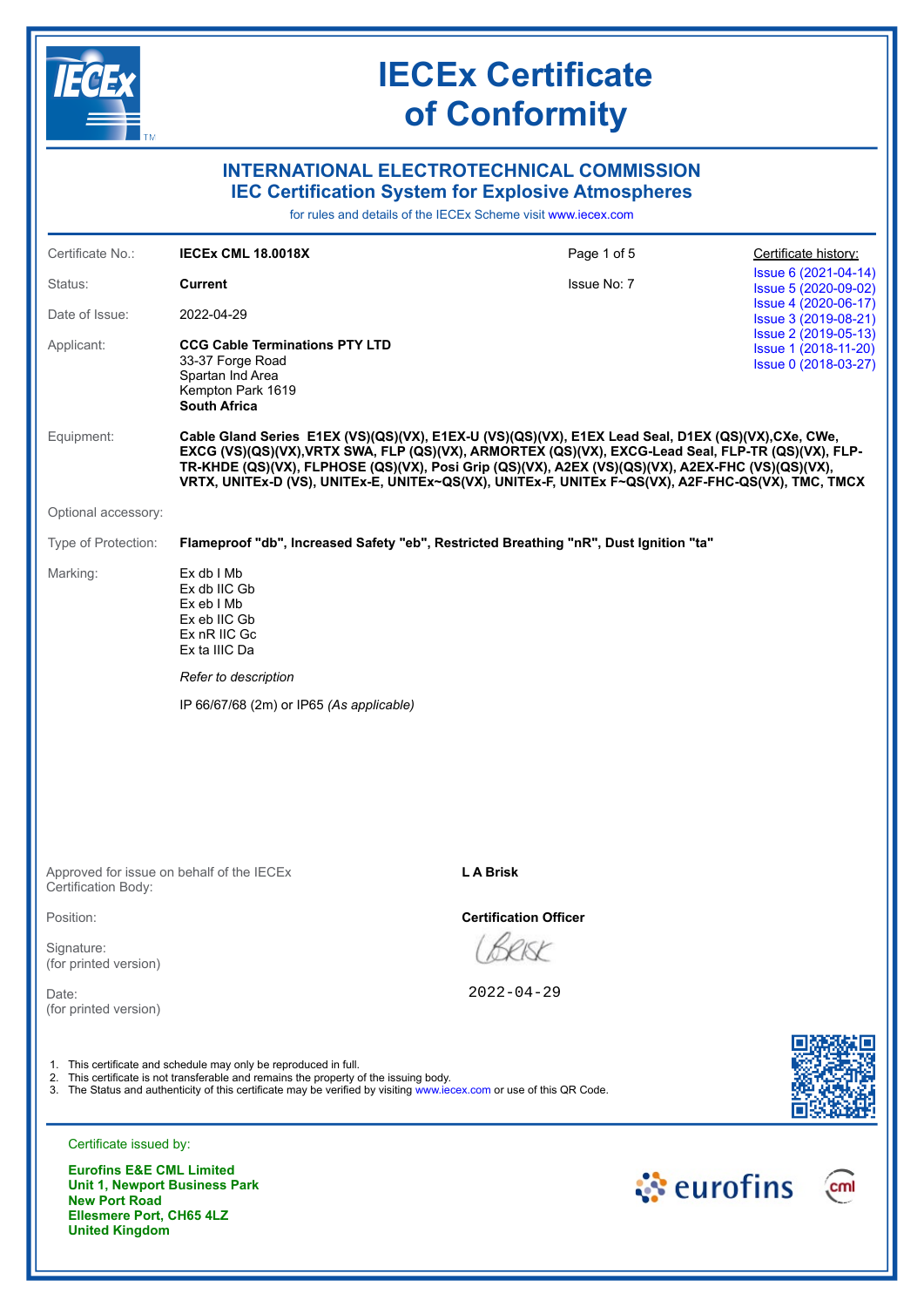# IECEx Certificate of Conformity

## INTERNATIONAL ELECTROTECHNICAL COMMISSION
## IEC Certification System for Explosive Atmospheres

for rules and details of the IECEx Scheme visit www.iecex.com

| | | | |
|---|---|---|---|
| Certificate No.: | **IECEx CML 18.0018X** | Page 1 of 5 | Certificate history: |
| Status: | **Current** | Issue No: 7 | Issue 6 (2021-04-14)<br>Issue 5 (2020-09-02)<br>Issue 4 (2020-06-17)<br>Issue 3 (2019-08-21)<br>Issue 2 (2019-05-13)<br>Issue 1 (2018-11-20)<br>Issue 0 (2018-03-27) |
| Date of Issue: | 2022-04-29 | | |
| Applicant: | **CCG Cable Terminations PTY LTD**<br>33-37 Forge Road<br>Spartan Ind Area<br>Kempton Park 1619<br>**South Africa** | | |

Equipment: **Cable Gland Series E1EX (VS)(QS)(VX), E1EX-U (VS)(QS)(VX), E1EX Lead Seal, D1EX (QS)(VX),CXe, CWe, EXCG (VS)(QS)(VX),VRTX SWA, FLP (QS)(VX), ARMORTEX (QS)(VX), EXCG-Lead Seal, FLP-TR (QS)(VX), FLP-TR-KHDE (QS)(VX), FLPHOSE (QS)(VX), Posi Grip (QS)(VX), A2EX (VS)(QS)(VX), A2EX-FHC (VS)(QS)(VX), VRTX, UNITEx-D (VS), UNITEx-E, UNITEx~QS(VX), UNITEx-F, UNITEx F~QS(VX), A2F-FHC-QS(VX), TMC, TMCX**

Optional accessory:

Type of Protection: **Flameproof "db", Increased Safety "eb", Restricted Breathing "nR", Dust Ignition "ta"**

Marking:
Ex db I Mb
Ex db IIC Gb
Ex eb I Mb
Ex eb IIC Gb
Ex nR IIC Gc
Ex ta IIIC Da

*Refer to description*

IP 66/67/68 (2m) or IP65 *(As applicable)*

| | |
|---|---|
| Approved for issue on behalf of the IECEx Certification Body: | **L A Brisk** |
| Position: | **Certification Officer** |
| Signature: (for printed version) | |
| Date: (for printed version) | 2022-04-29 |

1. This certificate and schedule may only be reproduced in full.
2. This certificate is not transferable and remains the property of the issuing body.
3. The Status and authenticity of this certificate may be verified by visiting www.iecex.com or use of this QR Code.

Certificate issued by:

**Eurofins E&E CML Limited**
**Unit 1, Newport Business Park**
**New Port Road**
**Ellesmere Port, CH65 4LZ**
**United Kingdom**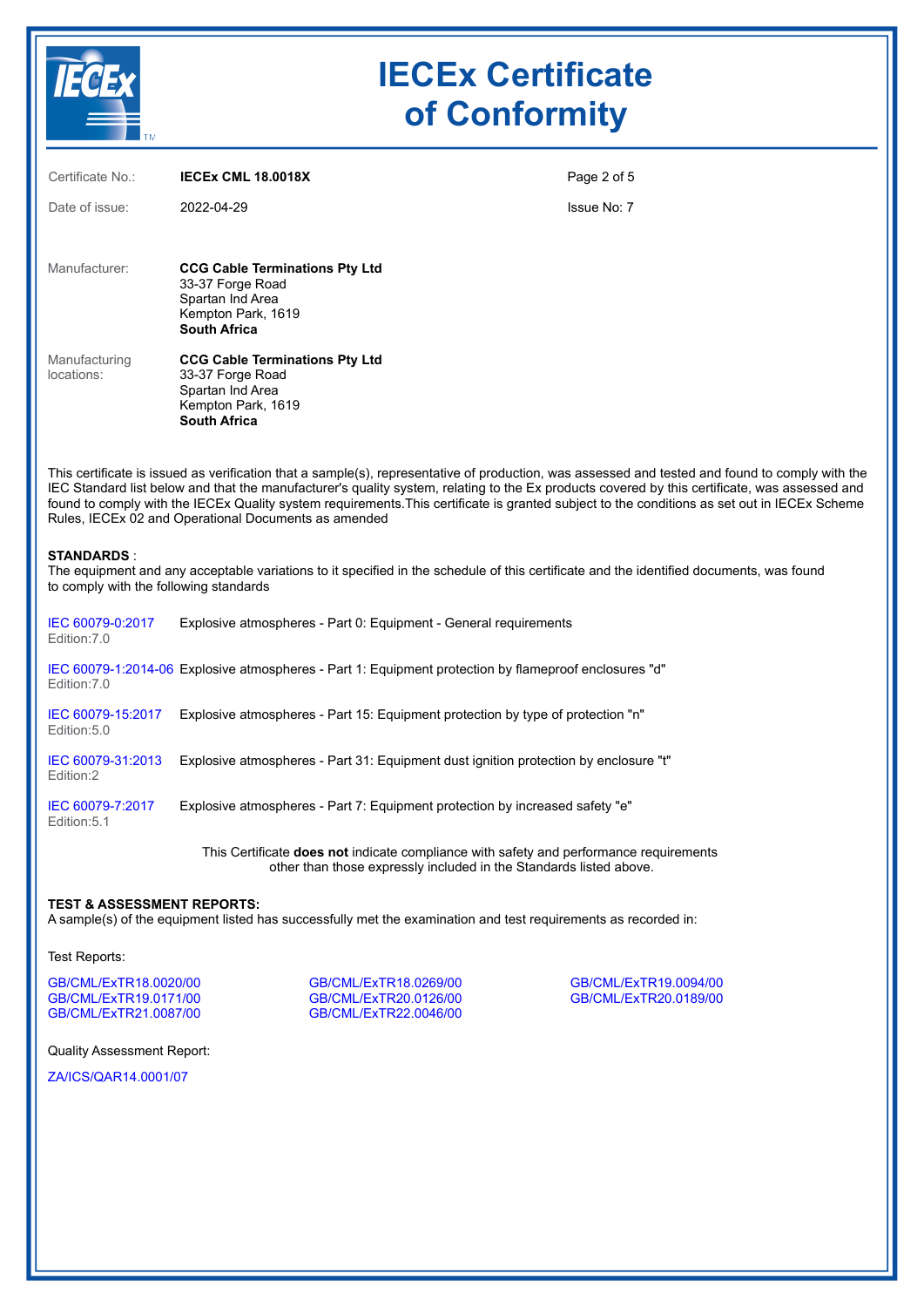# IECEx Certificate of Conformity

| | | |
|---|---|---|
| Certificate No.: | **IECEx CML 18.0018X** | Page 2 of 5 |
| Date of issue: | 2022-04-29 | Issue No: 7 |

Manufacturer:

**CCG Cable Terminations Pty Ltd**
33-37 Forge Road
Spartan Ind Area
Kempton Park, 1619
**South Africa**

Manufacturing locations:

**CCG Cable Terminations Pty Ltd**
33-37 Forge Road
Spartan Ind Area
Kempton Park, 1619
**South Africa**

This certificate is issued as verification that a sample(s), representative of production, was assessed and tested and found to comply with the IEC Standard list below and that the manufacturer's quality system, relating to the Ex products covered by this certificate, was assessed and found to comply with the IECEx Quality system requirements.This certificate is granted subject to the conditions as set out in IECEx Scheme Rules, IECEx 02 and Operational Documents as amended

**STANDARDS** :
The equipment and any acceptable variations to it specified in the schedule of this certificate and the identified documents, was found to comply with the following standards

| Standard | Title |
|---|---|
| IEC 60079-0:2017 Edition:7.0 | Explosive atmospheres - Part 0: Equipment - General requirements |
| IEC 60079-1:2014-06 Edition:7.0 | Explosive atmospheres - Part 1: Equipment protection by flameproof enclosures "d" |
| IEC 60079-15:2017 Edition:5.0 | Explosive atmospheres - Part 15: Equipment protection by type of protection "n" |
| IEC 60079-31:2013 Edition:2 | Explosive atmospheres - Part 31: Equipment dust ignition protection by enclosure "t" |
| IEC 60079-7:2017 Edition:5.1 | Explosive atmospheres - Part 7: Equipment protection by increased safety "e" |

This Certificate **does not** indicate compliance with safety and performance requirements other than those expressly included in the Standards listed above.

**TEST & ASSESSMENT REPORTS:**
A sample(s) of the equipment listed has successfully met the examination and test requirements as recorded in:

Test Reports:

GB/CML/ExTR18.0020/00
GB/CML/ExTR18.0269/00
GB/CML/ExTR19.0094/00
GB/CML/ExTR19.0171/00
GB/CML/ExTR20.0126/00
GB/CML/ExTR20.0189/00
GB/CML/ExTR21.0087/00
GB/CML/ExTR22.0046/00

Quality Assessment Report:

ZA/ICS/QAR14.0001/07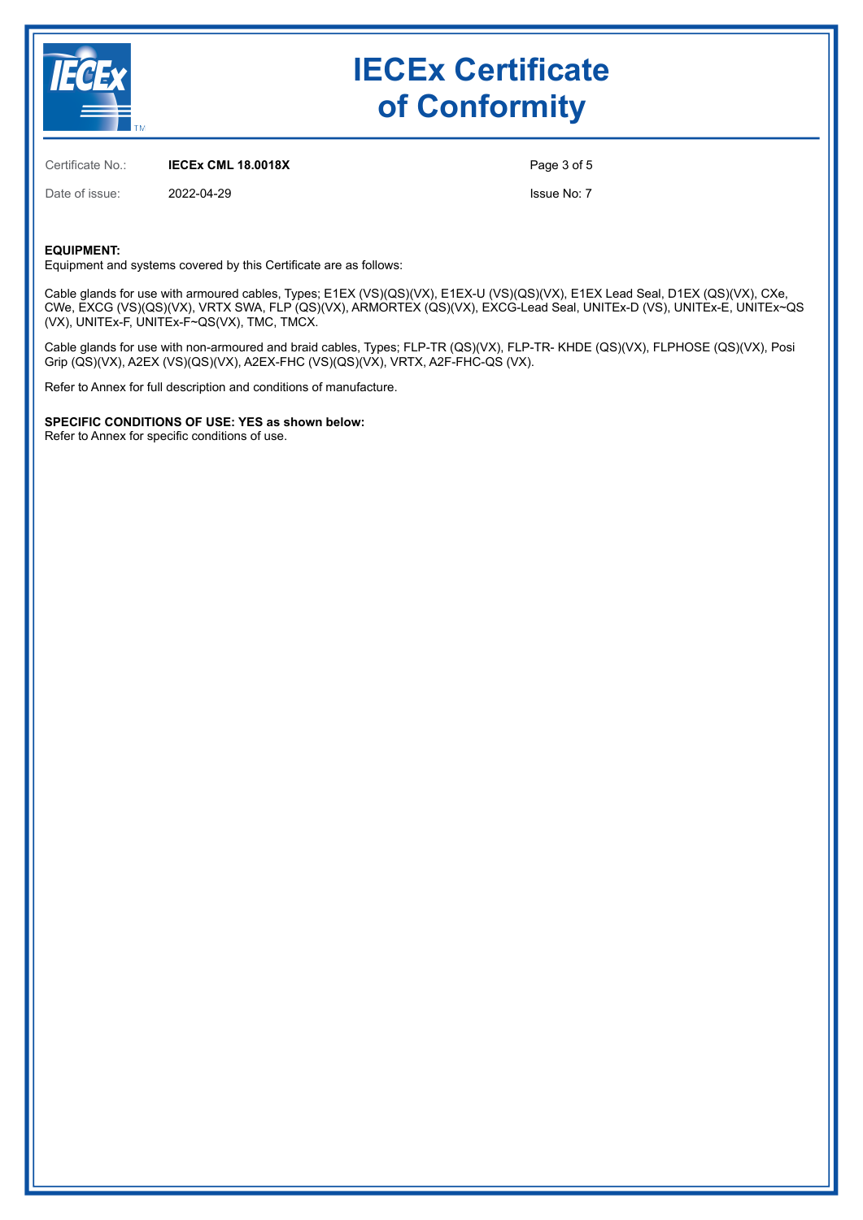# IECEx Certificate of Conformity

Certificate No.: **IECEx CML 18.0018X**

Date of issue: 2022-04-29

Issue No: 7

**EQUIPMENT:**

Equipment and systems covered by this Certificate are as follows:

Cable glands for use with armoured cables, Types; E1EX (VS)(QS)(VX), E1EX-U (VS)(QS)(VX), E1EX Lead Seal, D1EX (QS)(VX), CXe, CWe, EXCG (VS)(QS)(VX), VRTX SWA, FLP (QS)(VX), ARMORTEX (QS)(VX), EXCG-Lead Seal, UNITEx-D (VS), UNITEx-E, UNITEx~QS (VX), UNITEx-F, UNITEx-F~QS(VX), TMC, TMCX.

Cable glands for use with non-armoured and braid cables, Types; FLP-TR (QS)(VX), FLP-TR- KHDE (QS)(VX), FLPHOSE (QS)(VX), Posi Grip (QS)(VX), A2EX (VS)(QS)(VX), A2EX-FHC (VS)(QS)(VX), VRTX, A2F-FHC-QS (VX).

Refer to Annex for full description and conditions of manufacture.

**SPECIFIC CONDITIONS OF USE: YES as shown below:**

Refer to Annex for specific conditions of use.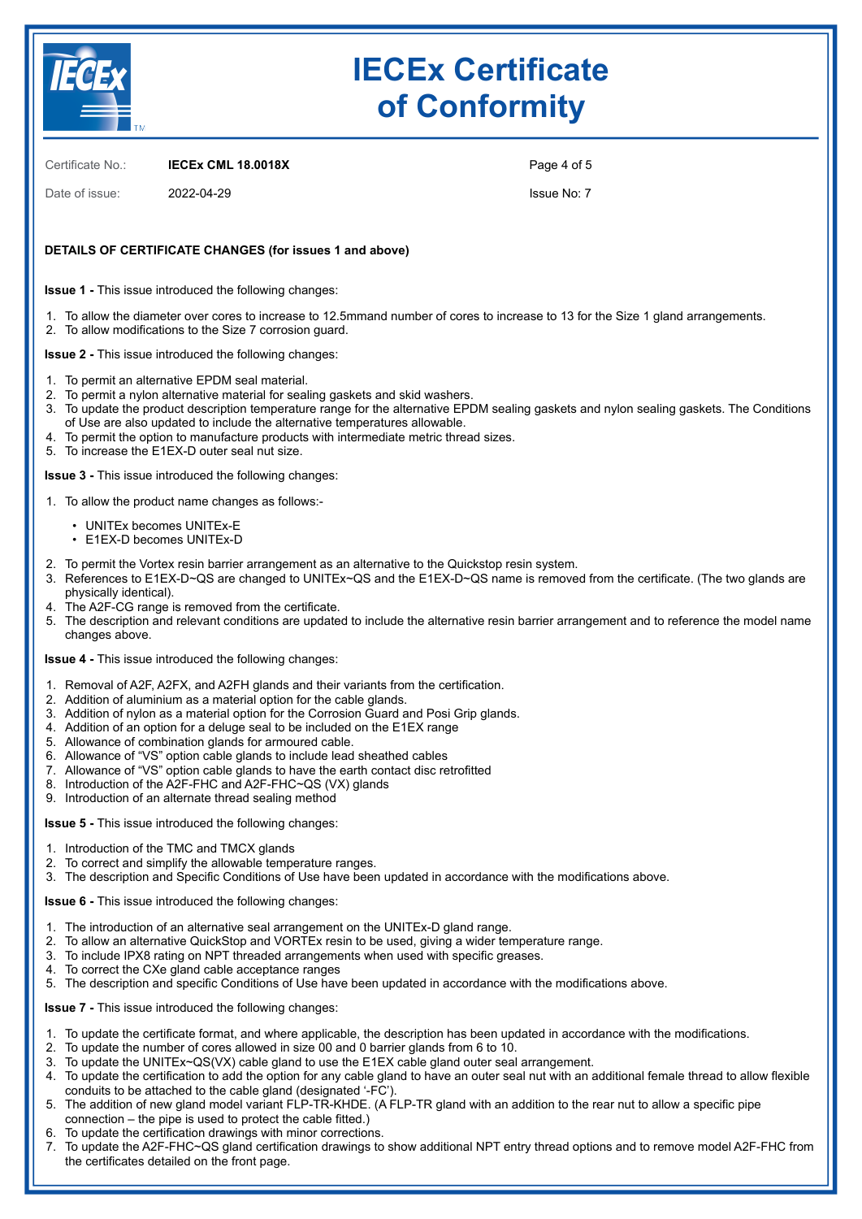# IECEx Certificate of Conformity

Certificate No.: **IECEx CML 18.0018X**

Date of issue: 2022-04-29

Issue No: 7

**DETAILS OF CERTIFICATE CHANGES (for issues 1 and above)**

**Issue 1 -** This issue introduced the following changes:

1. To allow the diameter over cores to increase to 12.5mmand number of cores to increase to 13 for the Size 1 gland arrangements.
2. To allow modifications to the Size 7 corrosion guard.

**Issue 2 -** This issue introduced the following changes:

1. To permit an alternative EPDM seal material.
2. To permit a nylon alternative material for sealing gaskets and skid washers.
3. To update the product description temperature range for the alternative EPDM sealing gaskets and nylon sealing gaskets. The Conditions of Use are also updated to include the alternative temperatures allowable.
4. To permit the option to manufacture products with intermediate metric thread sizes.
5. To increase the E1EX-D outer seal nut size.

**Issue 3 -** This issue introduced the following changes:

1. To allow the product name changes as follows:-
   - UNITEx becomes UNITEx-E
   - E1EX-D becomes UNITEx-D
2. To permit the Vortex resin barrier arrangement as an alternative to the Quickstop resin system.
3. References to E1EX-D~QS are changed to UNITEx~QS and the E1EX-D~QS name is removed from the certificate. (The two glands are physically identical).
4. The A2F-CG range is removed from the certificate.
5. The description and relevant conditions are updated to include the alternative resin barrier arrangement and to reference the model name changes above.

**Issue 4 -** This issue introduced the following changes:

1. Removal of A2F, A2FX, and A2FH glands and their variants from the certification.
2. Addition of aluminium as a material option for the cable glands.
3. Addition of nylon as a material option for the Corrosion Guard and Posi Grip glands.
4. Addition of an option for a deluge seal to be included on the E1EX range
5. Allowance of combination glands for armoured cable.
6. Allowance of "VS" option cable glands to include lead sheathed cables
7. Allowance of "VS" option cable glands to have the earth contact disc retrofitted
8. Introduction of the A2F-FHC and A2F-FHC~QS (VX) glands
9. Introduction of an alternate thread sealing method

**Issue 5 -** This issue introduced the following changes:

1. Introduction of the TMC and TMCX glands
2. To correct and simplify the allowable temperature ranges.
3. The description and Specific Conditions of Use have been updated in accordance with the modifications above.

**Issue 6 -** This issue introduced the following changes:

1. The introduction of an alternative seal arrangement on the UNITEx-D gland range.
2. To allow an alternative QuickStop and VORTEx resin to be used, giving a wider temperature range.
3. To include IPX8 rating on NPT threaded arrangements when used with specific greases.
4. To correct the CXe gland cable acceptance ranges
5. The description and specific Conditions of Use have been updated in accordance with the modifications above.

**Issue 7 -** This issue introduced the following changes:

1. To update the certificate format, and where applicable, the description has been updated in accordance with the modifications.
2. To update the number of cores allowed in size 00 and 0 barrier glands from 6 to 10.
3. To update the UNITEx~QS(VX) cable gland to use the E1EX cable gland outer seal arrangement.
4. To update the certification to add the option for any cable gland to have an outer seal nut with an additional female thread to allow flexible conduits to be attached to the cable gland (designated '-FC').
5. The addition of new gland model variant FLP-TR-KHDE. (A FLP-TR gland with an addition to the rear nut to allow a specific pipe connection – the pipe is used to protect the cable fitted.)
6. To update the certification drawings with minor corrections.
7. To update the A2F-FHC~QS gland certification drawings to show additional NPT entry thread options and to remove model A2F-FHC from the certificates detailed on the front page.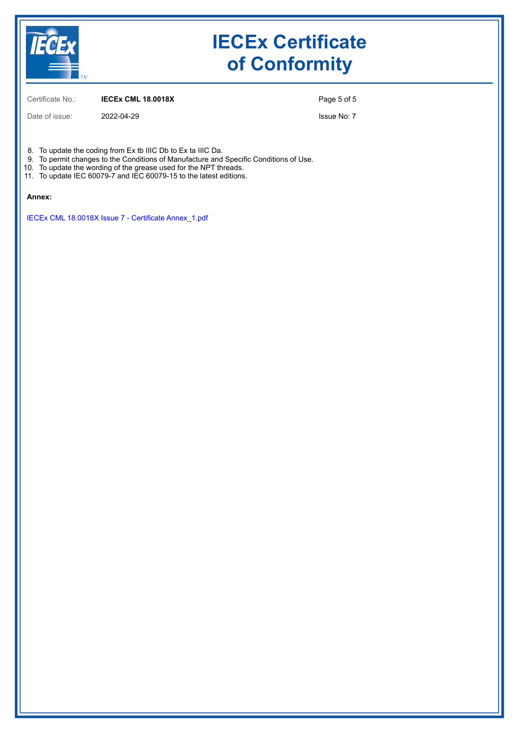# IECEx Certificate of Conformity

Certificate No.: **IECEx CML 18.0018X**

Date of issue: 2022-04-29

Issue No: 7

8. To update the coding from Ex tb IIIC Db to Ex ta IIIC Da.
9. To permit changes to the Conditions of Manufacture and Specific Conditions of Use.
10. To update the wording of the grease used for the NPT threads.
11. To update IEC 60079-7 and IEC 60079-15 to the latest editions.

**Annex:**

IECEx CML 18.0018X Issue 7 - Certificate Annex_1.pdf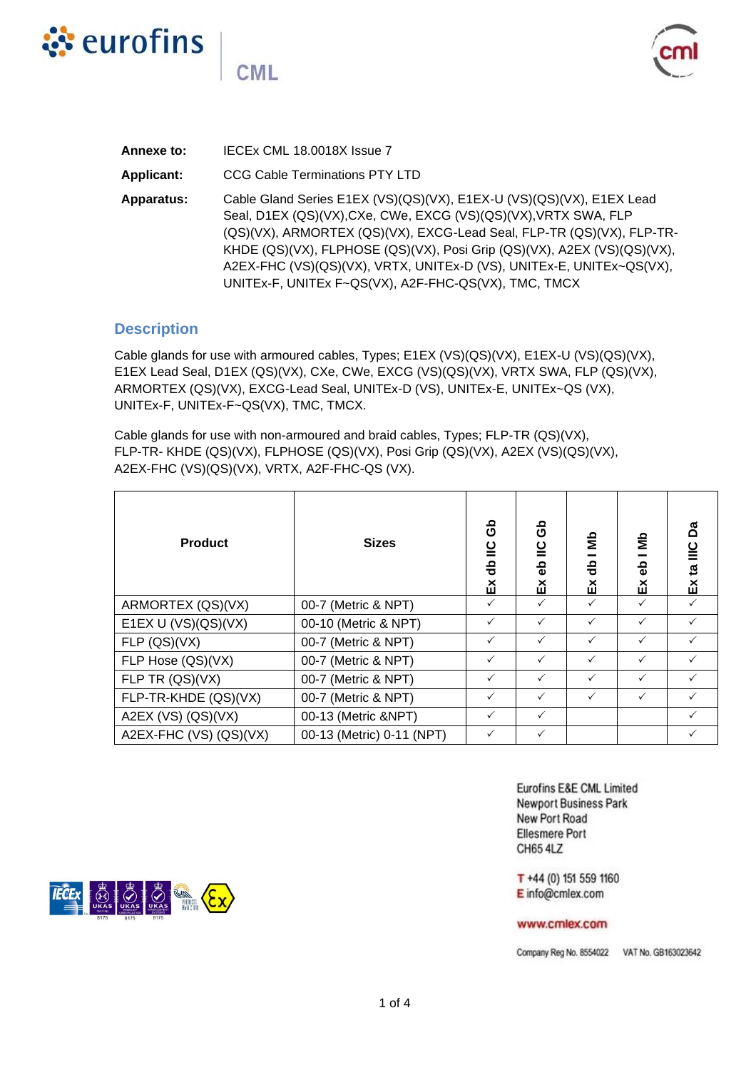**Annexe to:** IECEx CML 18.0018X Issue 7

**Applicant:** CCG Cable Terminations PTY LTD

**Apparatus:** Cable Gland Series E1EX (VS)(QS)(VX), E1EX-U (VS)(QS)(VX), E1EX Lead Seal, D1EX (QS)(VX),CXe, CWe, EXCG (VS)(QS)(VX),VRTX SWA, FLP (QS)(VX), ARMORTEX (QS)(VX), EXCG-Lead Seal, FLP-TR (QS)(VX), FLP-TR-KHDE (QS)(VX), FLPHOSE (QS)(VX), Posi Grip (QS)(VX), A2EX (VS)(QS)(VX), A2EX-FHC (VS)(QS)(VX), VRTX, UNITEx-D (VS), UNITEx-E, UNITEx~QS(VX), UNITEx-F, UNITEx F~QS(VX), A2F-FHC-QS(VX), TMC, TMCX

## Description

Cable glands for use with armoured cables, Types; E1EX (VS)(QS)(VX), E1EX-U (VS)(QS)(VX), E1EX Lead Seal, D1EX (QS)(VX), CXe, CWe, EXCG (VS)(QS)(VX), VRTX SWA, FLP (QS)(VX), ARMORTEX (QS)(VX), EXCG-Lead Seal, UNITEx-D (VS), UNITEx-E, UNITEx~QS (VX), UNITEx-F, UNITEx-F~QS(VX), TMC, TMCX.

Cable glands for use with non-armoured and braid cables, Types; FLP-TR (QS)(VX), FLP-TR- KHDE (QS)(VX), FLPHOSE (QS)(VX), Posi Grip (QS)(VX), A2EX (VS)(QS)(VX), A2EX-FHC (VS)(QS)(VX), VRTX, A2F-FHC-QS (VX).

| Product | Sizes | Ex db IIC Gb | Ex eb IIC Gb | Ex db I Mb | Ex eb I Mb | Ex ta IIIC Da |
|---|---|---|---|---|---|---|
| ARMORTEX (QS)(VX) | 00-7 (Metric & NPT) | ✓ | ✓ | ✓ | ✓ | ✓ |
| E1EX U (VS)(QS)(VX) | 00-10 (Metric & NPT) | ✓ | ✓ | ✓ | ✓ | ✓ |
| FLP (QS)(VX) | 00-7 (Metric & NPT) | ✓ | ✓ | ✓ | ✓ | ✓ |
| FLP Hose (QS)(VX) | 00-7 (Metric & NPT) | ✓ | ✓ | ✓ | ✓ | ✓ |
| FLP TR (QS)(VX) | 00-7 (Metric & NPT) | ✓ | ✓ | ✓ | ✓ | ✓ |
| FLP-TR-KHDE (QS)(VX) | 00-7 (Metric & NPT) | ✓ | ✓ | ✓ | ✓ | ✓ |
| A2EX (VS) (QS)(VX) | 00-13 (Metric &NPT) | ✓ | ✓ | | | ✓ |
| A2EX-FHC (VS) (QS)(VX) | 00-13 (Metric) 0-11 (NPT) | ✓ | ✓ | | | ✓ |

Eurofins E&E CML Limited
Newport Business Park
New Port Road
Ellesmere Port
CH65 4LZ

T +44 (0) 151 559 1160
E info@cmlex.com

www.cmlex.com

Company Reg No. 8554022 VAT No. GB163023642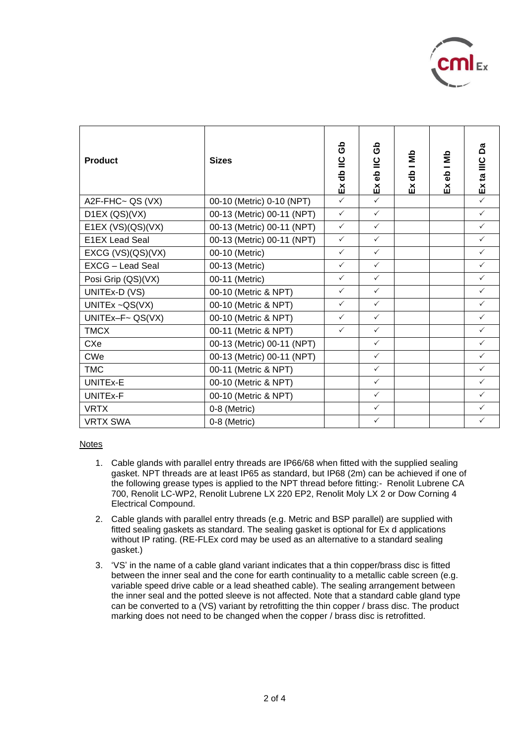| Product | Sizes | Ex db IIC Gb | Ex eb IIC Gb | Ex db I Mb | Ex eb I Mb | Ex ta IIIC Da |
|---|---|---|---|---|---|---|
| A2F-FHC~ QS (VX) | 00-10 (Metric) 0-10 (NPT) | ✓ | ✓ | | | ✓ |
| D1EX (QS)(VX) | 00-13 (Metric) 00-11 (NPT) | ✓ | ✓ | | | ✓ |
| E1EX (VS)(QS)(VX) | 00-13 (Metric) 00-11 (NPT) | ✓ | ✓ | | | ✓ |
| E1EX Lead Seal | 00-13 (Metric) 00-11 (NPT) | ✓ | ✓ | | | ✓ |
| EXCG (VS)(QS)(VX) | 00-10 (Metric) | ✓ | ✓ | | | ✓ |
| EXCG – Lead Seal | 00-13 (Metric) | ✓ | ✓ | | | ✓ |
| Posi Grip (QS)(VX) | 00-11 (Metric) | ✓ | ✓ | | | ✓ |
| UNITEx-D (VS) | 00-10 (Metric & NPT) | ✓ | ✓ | | | ✓ |
| UNITEx ~QS(VX) | 00-10 (Metric & NPT) | ✓ | ✓ | | | ✓ |
| UNITEx–F~ QS(VX) | 00-10 (Metric & NPT) | ✓ | ✓ | | | ✓ |
| TMCX | 00-11 (Metric & NPT) | ✓ | ✓ | | | ✓ |
| CXe | 00-13 (Metric) 00-11 (NPT) | | ✓ | | | ✓ |
| CWe | 00-13 (Metric) 00-11 (NPT) | | ✓ | | | ✓ |
| TMC | 00-11 (Metric & NPT) | | ✓ | | | ✓ |
| UNITEx-E | 00-10 (Metric & NPT) | | ✓ | | | ✓ |
| UNITEx-F | 00-10 (Metric & NPT) | | ✓ | | | ✓ |
| VRTX | 0-8 (Metric) | | ✓ | | | ✓ |
| VRTX SWA | 0-8 (Metric) | | ✓ | | | ✓ |

Notes

1. Cable glands with parallel entry threads are IP66/68 when fitted with the supplied sealing gasket. NPT threads are at least IP65 as standard, but IP68 (2m) can be achieved if one of the following grease types is applied to the NPT thread before fitting:- Renolit Lubrene CA 700, Renolit LC-WP2, Renolit Lubrene LX 220 EP2, Renolit Moly LX 2 or Dow Corning 4 Electrical Compound.
2. Cable glands with parallel entry threads (e.g. Metric and BSP parallel) are supplied with fitted sealing gaskets as standard. The sealing gasket is optional for Ex d applications without IP rating. (RE-FLEx cord may be used as an alternative to a standard sealing gasket.)
3. 'VS' in the name of a cable gland variant indicates that a thin copper/brass disc is fitted between the inner seal and the cone for earth continuity to a metallic cable screen (e.g. variable speed drive cable or a lead sheathed cable). The sealing arrangement between the inner seal and the potted sleeve is not affected. Note that a standard cable gland type can be converted to a (VS) variant by retrofitting the thin copper / brass disc. The product marking does not need to be changed when the copper / brass disc is retrofitted.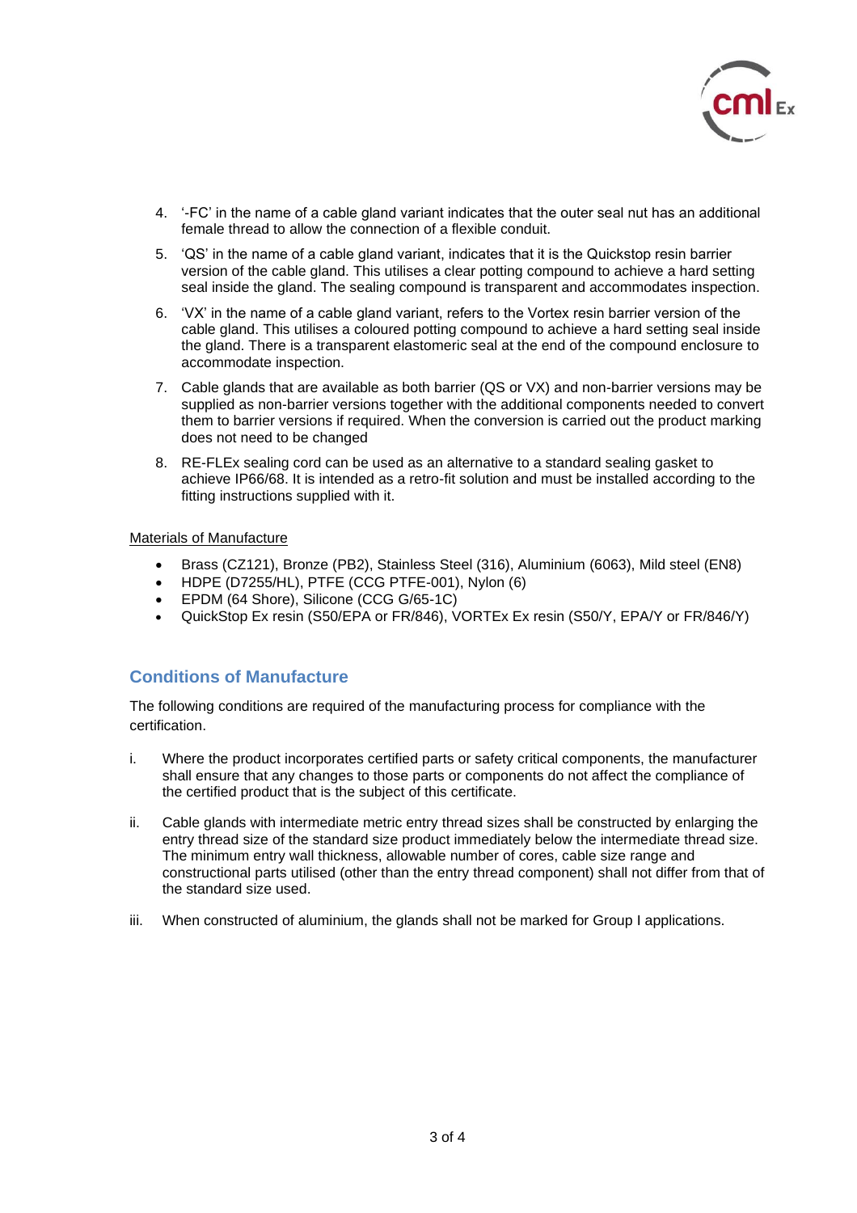4. '-FC' in the name of a cable gland variant indicates that the outer seal nut has an additional female thread to allow the connection of a flexible conduit.

5. 'QS' in the name of a cable gland variant, indicates that it is the Quickstop resin barrier version of the cable gland. This utilises a clear potting compound to achieve a hard setting seal inside the gland. The sealing compound is transparent and accommodates inspection.

6. 'VX' in the name of a cable gland variant, refers to the Vortex resin barrier version of the cable gland. This utilises a coloured potting compound to achieve a hard setting seal inside the gland. There is a transparent elastomeric seal at the end of the compound enclosure to accommodate inspection.

7. Cable glands that are available as both barrier (QS or VX) and non-barrier versions may be supplied as non-barrier versions together with the additional components needed to convert them to barrier versions if required. When the conversion is carried out the product marking does not need to be changed

8. RE-FLEx sealing cord can be used as an alternative to a standard sealing gasket to achieve IP66/68. It is intended as a retro-fit solution and must be installed according to the fitting instructions supplied with it.

Materials of Manufacture

- Brass (CZ121), Bronze (PB2), Stainless Steel (316), Aluminium (6063), Mild steel (EN8)
- HDPE (D7255/HL), PTFE (CCG PTFE-001), Nylon (6)
- EPDM (64 Shore), Silicone (CCG G/65-1C)
- QuickStop Ex resin (S50/EPA or FR/846), VORTEx Ex resin (S50/Y, EPA/Y or FR/846/Y)

## Conditions of Manufacture

The following conditions are required of the manufacturing process for compliance with the certification.

i. Where the product incorporates certified parts or safety critical components, the manufacturer shall ensure that any changes to those parts or components do not affect the compliance of the certified product that is the subject of this certificate.

ii. Cable glands with intermediate metric entry thread sizes shall be constructed by enlarging the entry thread size of the standard size product immediately below the intermediate thread size. The minimum entry wall thickness, allowable number of cores, cable size range and constructional parts utilised (other than the entry thread component) shall not differ from that of the standard size used.

iii. When constructed of aluminium, the glands shall not be marked for Group I applications.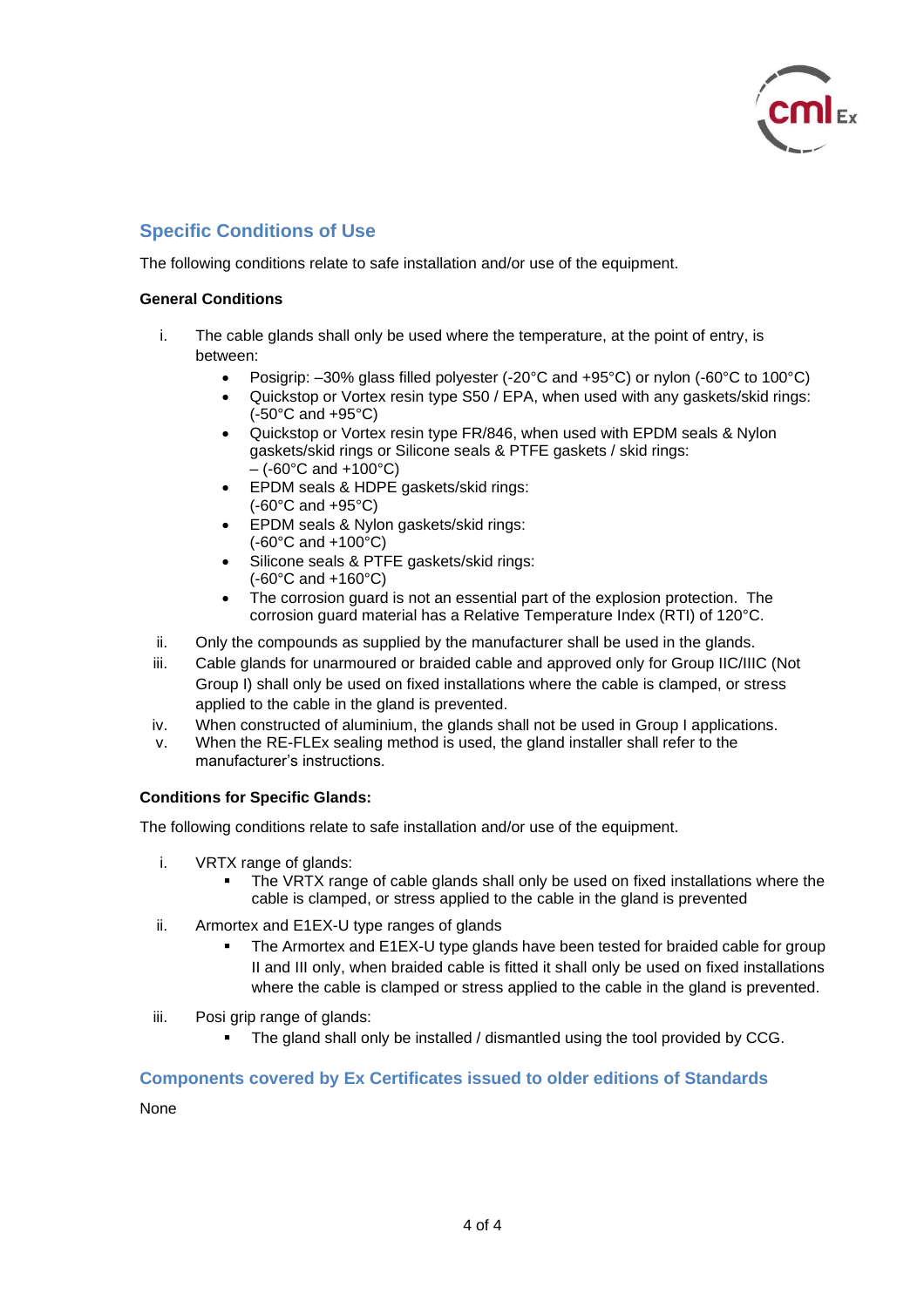## Specific Conditions of Use

The following conditions relate to safe installation and/or use of the equipment.

**General Conditions**

i. The cable glands shall only be used where the temperature, at the point of entry, is between:
   - Posigrip: –30% glass filled polyester (-20°C and +95°C) or nylon (-60°C to 100°C)
   - Quickstop or Vortex resin type S50 / EPA, when used with any gaskets/skid rings: (-50°C and +95°C)
   - Quickstop or Vortex resin type FR/846, when used with EPDM seals & Nylon gaskets/skid rings or Silicone seals & PTFE gaskets / skid rings: – (-60°C and +100°C)
   - EPDM seals & HDPE gaskets/skid rings: (-60°C and +95°C)
   - EPDM seals & Nylon gaskets/skid rings: (-60°C and +100°C)
   - Silicone seals & PTFE gaskets/skid rings: (-60°C and +160°C)
   - The corrosion guard is not an essential part of the explosion protection. The corrosion guard material has a Relative Temperature Index (RTI) of 120°C.

ii. Only the compounds as supplied by the manufacturer shall be used in the glands.

iii. Cable glands for unarmoured or braided cable and approved only for Group IIC/IIIC (Not Group I) shall only be used on fixed installations where the cable is clamped, or stress applied to the cable in the gland is prevented.

iv. When constructed of aluminium, the glands shall not be used in Group I applications.

v. When the RE-FLEx sealing method is used, the gland installer shall refer to the manufacturer's instructions.

**Conditions for Specific Glands:**

The following conditions relate to safe installation and/or use of the equipment.

i. VRTX range of glands:
   - The VRTX range of cable glands shall only be used on fixed installations where the cable is clamped, or stress applied to the cable in the gland is prevented

ii. Armortex and E1EX-U type ranges of glands
   - The Armortex and E1EX-U type glands have been tested for braided cable for group II and III only, when braided cable is fitted it shall only be used on fixed installations where the cable is clamped or stress applied to the cable in the gland is prevented.

iii. Posi grip range of glands:
   - The gland shall only be installed / dismantled using the tool provided by CCG.

## Components covered by Ex Certificates issued to older editions of Standards

None